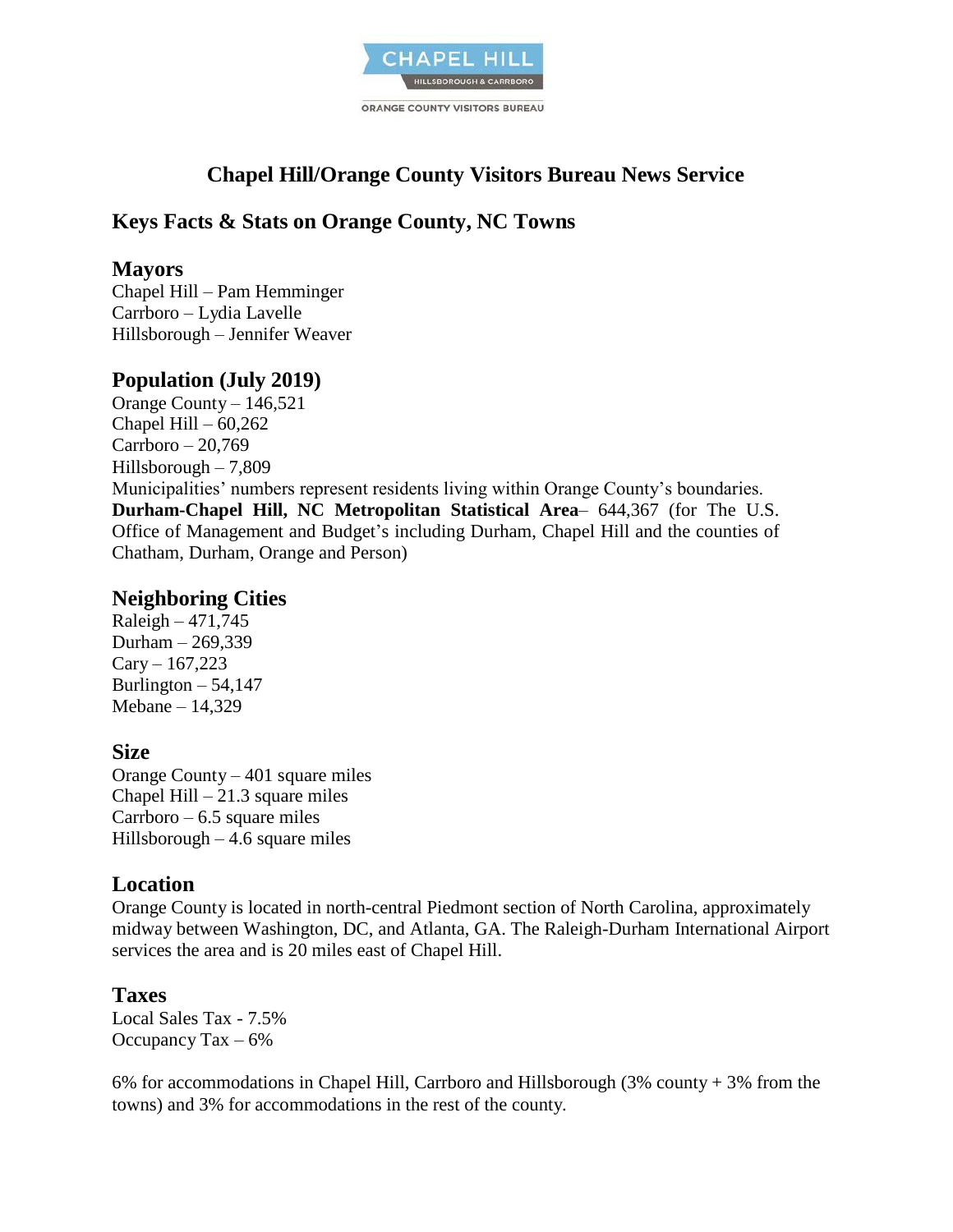CHAPEL HILL
HILLSBOROUGH & CARRBORO
ORANGE COUNTY VISITORS BUREAU

# Chapel Hill/Orange County Visitors Bureau News Service

## Keys Facts & Stats on Orange County, NC Towns

### Mayors

Chapel Hill – Pam Hemminger
Carrboro – Lydia Lavelle
Hillsborough – Jennifer Weaver

### Population (July 2019)

Orange County – 146,521
Chapel Hill – 60,262
Carrboro – 20,769
Hillsborough – 7,809
Municipalities' numbers represent residents living within Orange County's boundaries.
**Durham-Chapel Hill, NC Metropolitan Statistical Area**– 644,367 (for The U.S. Office of Management and Budget's including Durham, Chapel Hill and the counties of Chatham, Durham, Orange and Person)

### Neighboring Cities

Raleigh – 471,745
Durham – 269,339
Cary – 167,223
Burlington – 54,147
Mebane – 14,329

### Size

Orange County – 401 square miles
Chapel Hill – 21.3 square miles
Carrboro – 6.5 square miles
Hillsborough – 4.6 square miles

### Location

Orange County is located in north-central Piedmont section of North Carolina, approximately midway between Washington, DC, and Atlanta, GA. The Raleigh-Durham International Airport services the area and is 20 miles east of Chapel Hill.

### Taxes

Local Sales Tax - 7.5%
Occupancy Tax – 6%

6% for accommodations in Chapel Hill, Carrboro and Hillsborough (3% county + 3% from the towns) and 3% for accommodations in the rest of the county.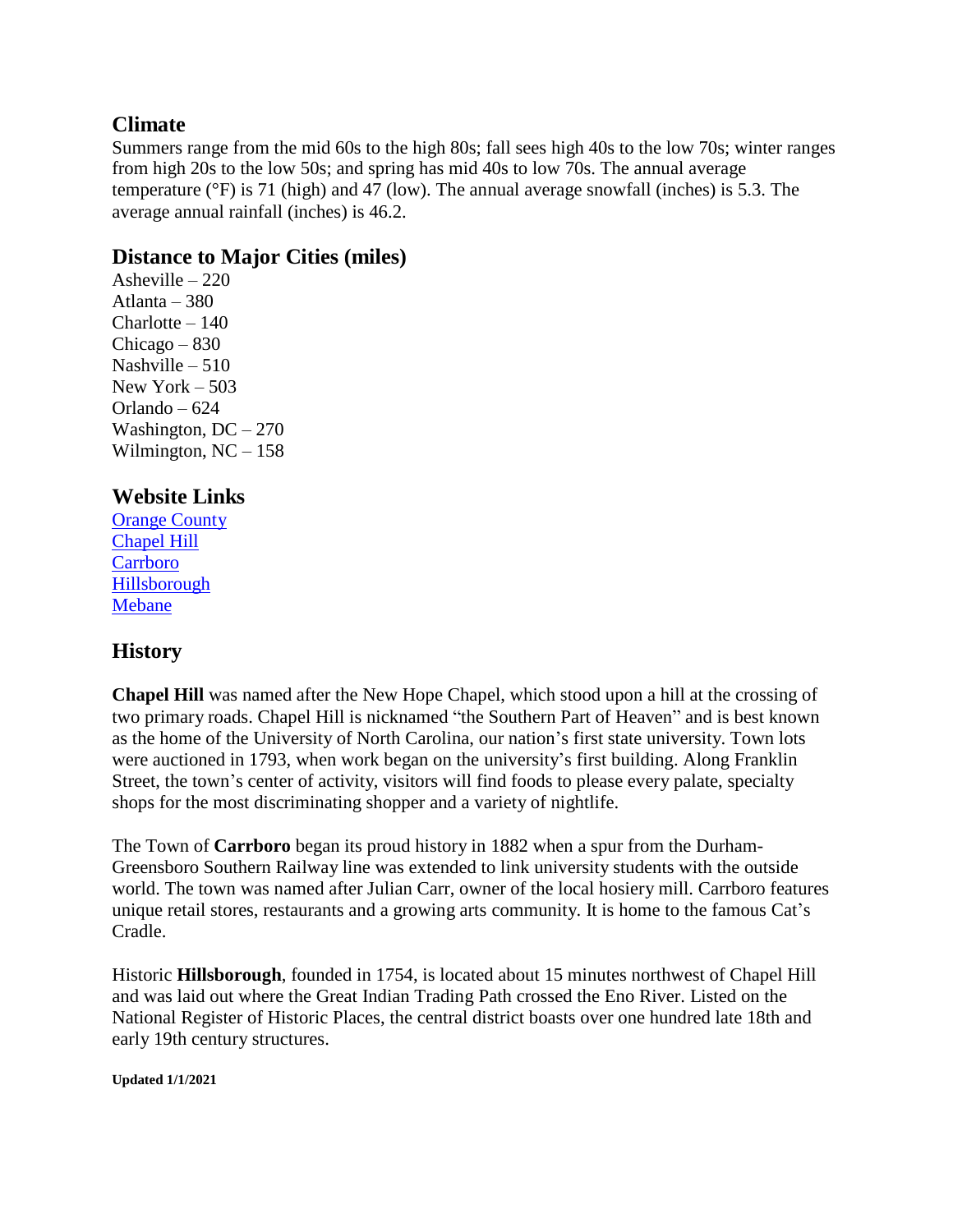## Climate

Summers range from the mid 60s to the high 80s; fall sees high 40s to the low 70s; winter ranges from high 20s to the low 50s; and spring has mid 40s to low 70s. The annual average temperature (°F) is 71 (high) and 47 (low). The annual average snowfall (inches) is 5.3. The average annual rainfall (inches) is 46.2.

## Distance to Major Cities (miles)

Asheville – 220
Atlanta – 380
Charlotte – 140
Chicago – 830
Nashville – 510
New York – 503
Orlando – 624
Washington, DC – 270
Wilmington, NC – 158

## Website Links

Orange County
Chapel Hill
Carrboro
Hillsborough
Mebane

## History

**Chapel Hill** was named after the New Hope Chapel, which stood upon a hill at the crossing of two primary roads. Chapel Hill is nicknamed "the Southern Part of Heaven" and is best known as the home of the University of North Carolina, our nation's first state university. Town lots were auctioned in 1793, when work began on the university's first building. Along Franklin Street, the town's center of activity, visitors will find foods to please every palate, specialty shops for the most discriminating shopper and a variety of nightlife.

The Town of **Carrboro** began its proud history in 1882 when a spur from the Durham-Greensboro Southern Railway line was extended to link university students with the outside world. The town was named after Julian Carr, owner of the local hosiery mill. Carrboro features unique retail stores, restaurants and a growing arts community. It is home to the famous Cat's Cradle.

Historic **Hillsborough**, founded in 1754, is located about 15 minutes northwest of Chapel Hill and was laid out where the Great Indian Trading Path crossed the Eno River. Listed on the National Register of Historic Places, the central district boasts over one hundred late 18th and early 19th century structures.

**Updated 1/1/2021**